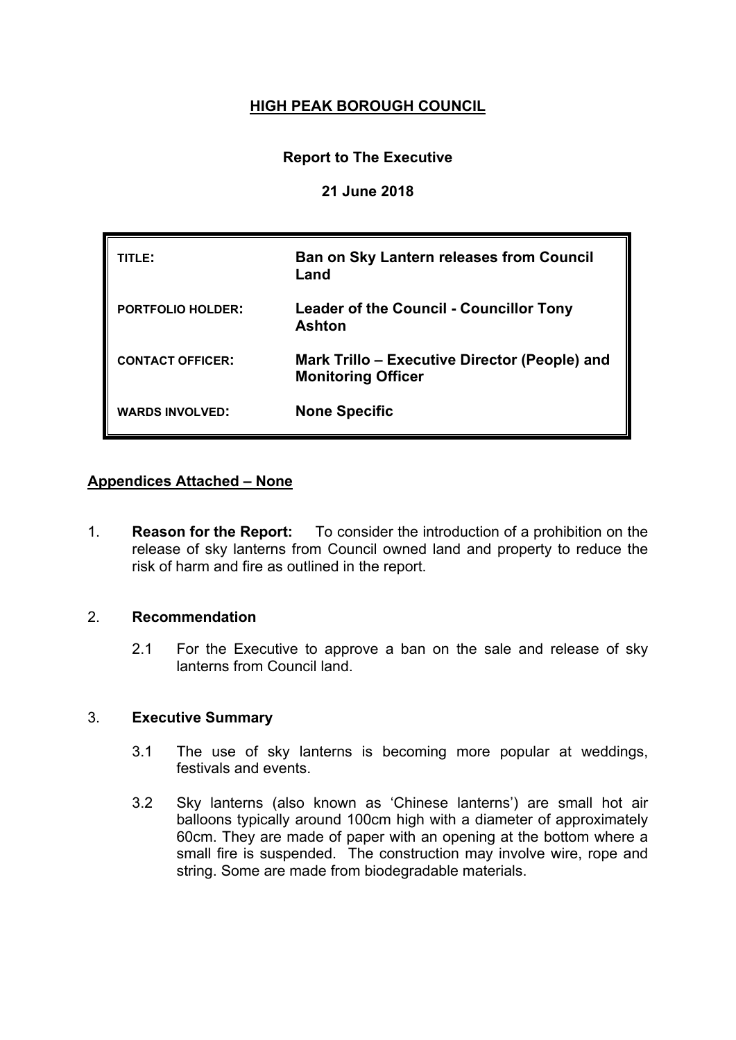# HIGH PEAK BOROUGH COUNCIL

**Report to The Executive**

**21 June 2018**

| | |
|---|---|
| **TITLE:** | **Ban on Sky Lantern releases from Council Land** |
| **PORTFOLIO HOLDER:** | **Leader of the Council - Councillor Tony Ashton** |
| **CONTACT OFFICER:** | **Mark Trillo – Executive Director (People) and Monitoring Officer** |
| **WARDS INVOLVED:** | **None Specific** |

**Appendices Attached – None**

1. **Reason for the Report:** To consider the introduction of a prohibition on the release of sky lanterns from Council owned land and property to reduce the risk of harm and fire as outlined in the report.

2. **Recommendation**

   2.1 For the Executive to approve a ban on the sale and release of sky lanterns from Council land.

3. **Executive Summary**

   3.1 The use of sky lanterns is becoming more popular at weddings, festivals and events.

   3.2 Sky lanterns (also known as 'Chinese lanterns') are small hot air balloons typically around 100cm high with a diameter of approximately 60cm. They are made of paper with an opening at the bottom where a small fire is suspended. The construction may involve wire, rope and string. Some are made from biodegradable materials.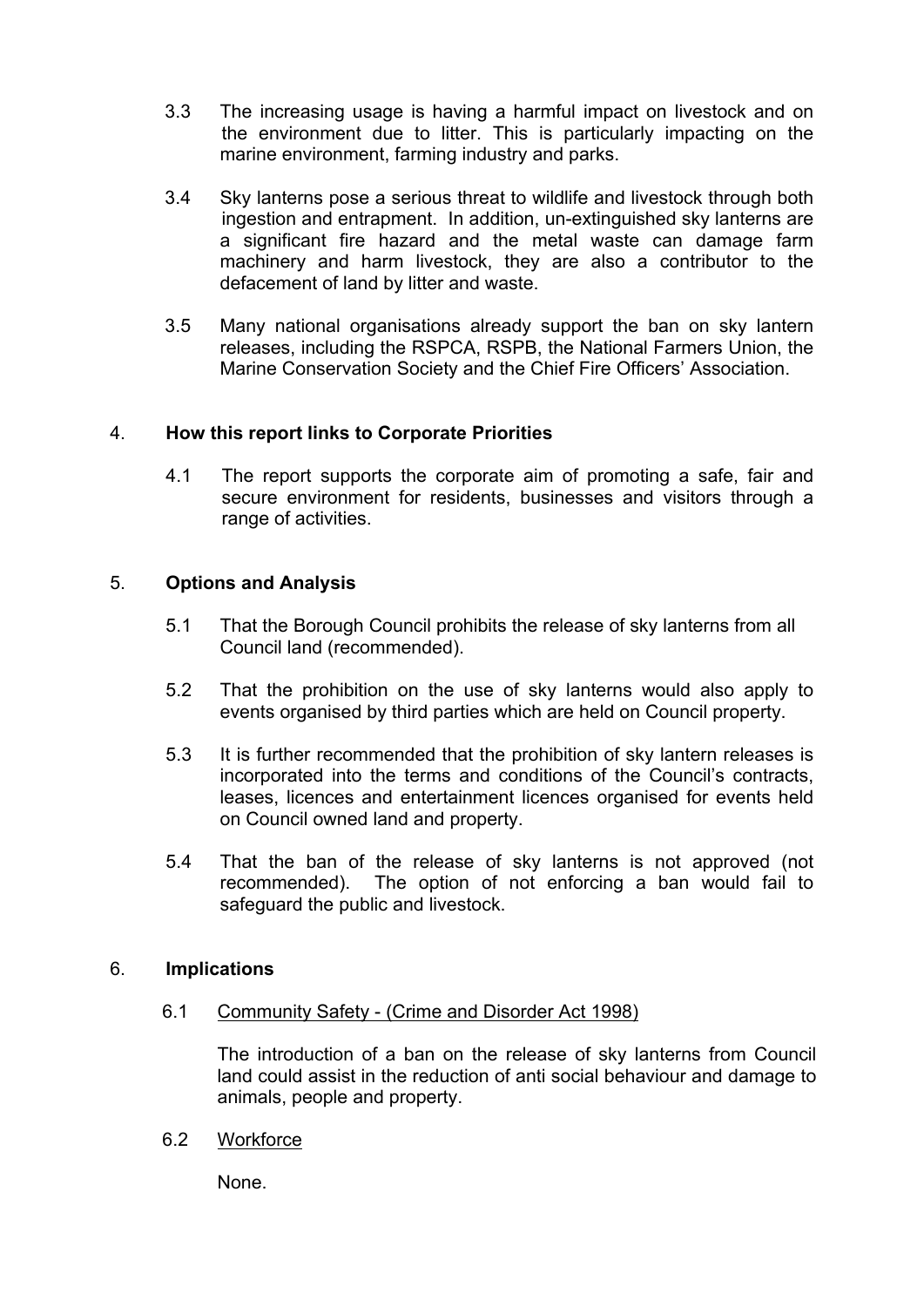3.3 The increasing usage is having a harmful impact on livestock and on the environment due to litter. This is particularly impacting on the marine environment, farming industry and parks.

3.4 Sky lanterns pose a serious threat to wildlife and livestock through both ingestion and entrapment. In addition, un-extinguished sky lanterns are a significant fire hazard and the metal waste can damage farm machinery and harm livestock, they are also a contributor to the defacement of land by litter and waste.

3.5 Many national organisations already support the ban on sky lantern releases, including the RSPCA, RSPB, the National Farmers Union, the Marine Conservation Society and the Chief Fire Officers' Association.

## 4. How this report links to Corporate Priorities

4.1 The report supports the corporate aim of promoting a safe, fair and secure environment for residents, businesses and visitors through a range of activities.

## 5. Options and Analysis

5.1 That the Borough Council prohibits the release of sky lanterns from all Council land (recommended).

5.2 That the prohibition on the use of sky lanterns would also apply to events organised by third parties which are held on Council property.

5.3 It is further recommended that the prohibition of sky lantern releases is incorporated into the terms and conditions of the Council's contracts, leases, licences and entertainment licences organised for events held on Council owned land and property.

5.4 That the ban of the release of sky lanterns is not approved (not recommended). The option of not enforcing a ban would fail to safeguard the public and livestock.

## 6. Implications

6.1 Community Safety - (Crime and Disorder Act 1998)

The introduction of a ban on the release of sky lanterns from Council land could assist in the reduction of anti social behaviour and damage to animals, people and property.

6.2 Workforce

None.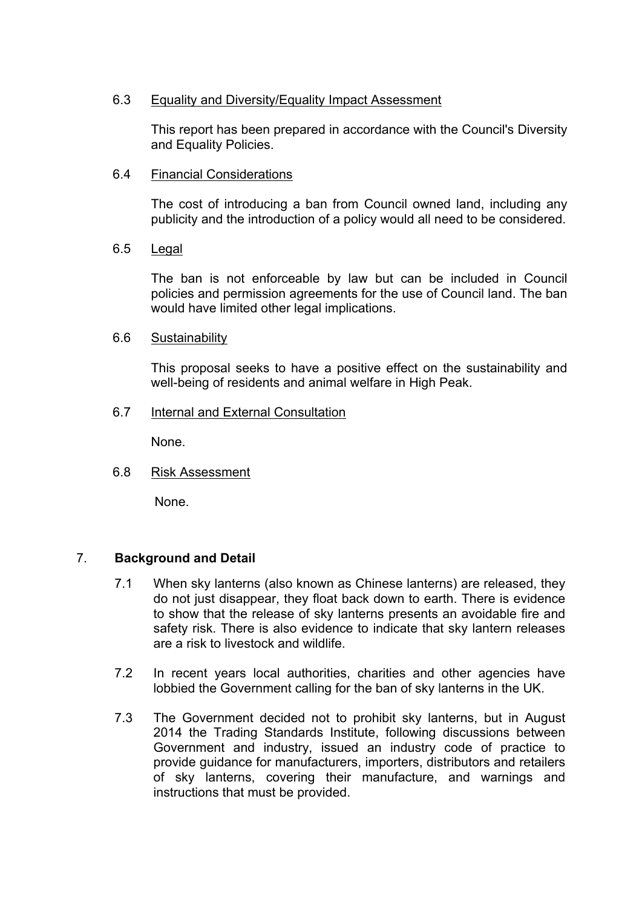6.3 Equality and Diversity/Equality Impact Assessment

This report has been prepared in accordance with the Council's Diversity and Equality Policies.

6.4 Financial Considerations

The cost of introducing a ban from Council owned land, including any publicity and the introduction of a policy would all need to be considered.

6.5 Legal

The ban is not enforceable by law but can be included in Council policies and permission agreements for the use of Council land. The ban would have limited other legal implications.

6.6 Sustainability

This proposal seeks to have a positive effect on the sustainability and well-being of residents and animal welfare in High Peak.

6.7 Internal and External Consultation

None.

6.8 Risk Assessment

None.

## 7. Background and Detail

7.1 When sky lanterns (also known as Chinese lanterns) are released, they do not just disappear, they float back down to earth. There is evidence to show that the release of sky lanterns presents an avoidable fire and safety risk. There is also evidence to indicate that sky lantern releases are a risk to livestock and wildlife.

7.2 In recent years local authorities, charities and other agencies have lobbied the Government calling for the ban of sky lanterns in the UK.

7.3 The Government decided not to prohibit sky lanterns, but in August 2014 the Trading Standards Institute, following discussions between Government and industry, issued an industry code of practice to provide guidance for manufacturers, importers, distributors and retailers of sky lanterns, covering their manufacture, and warnings and instructions that must be provided.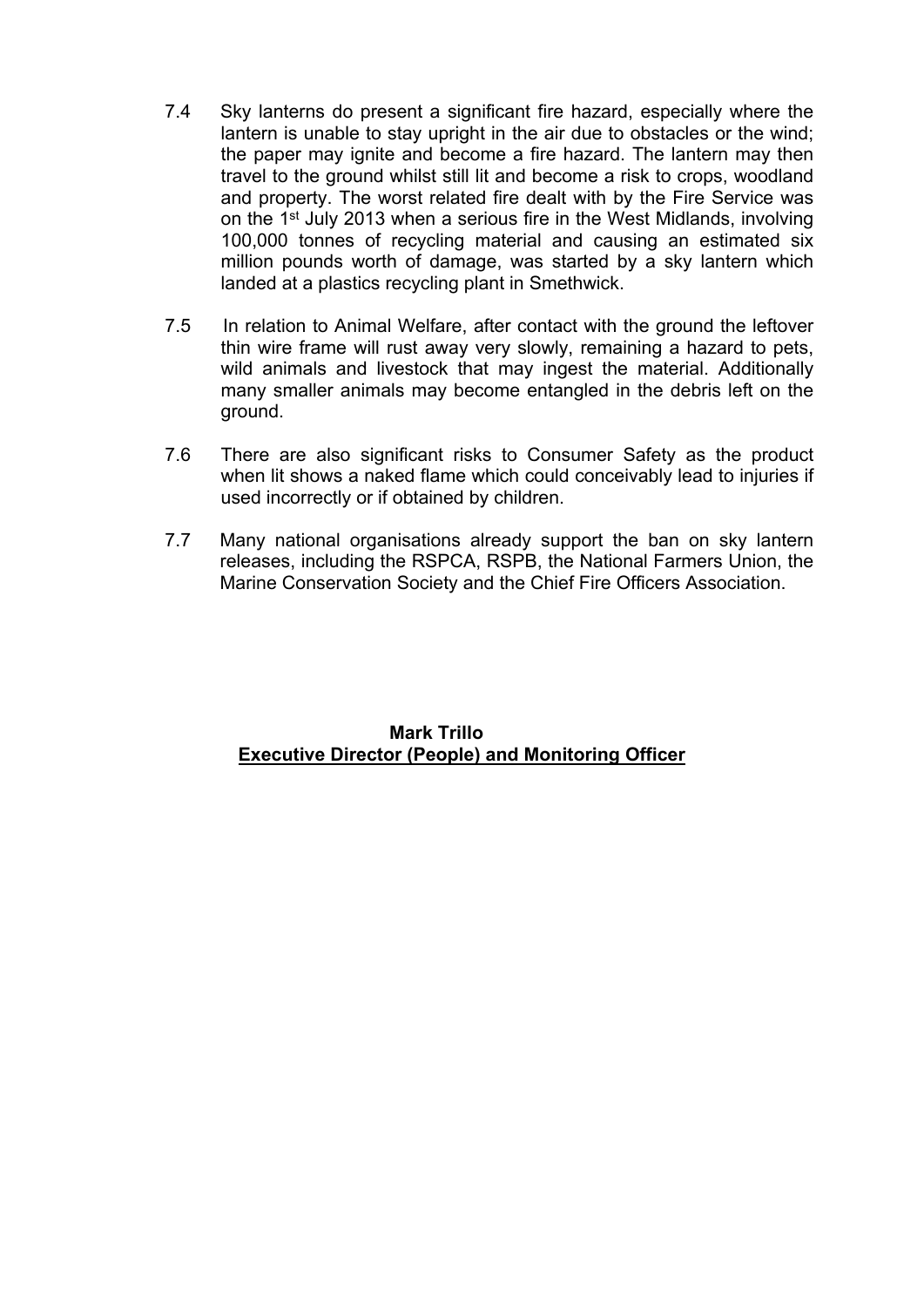7.4 Sky lanterns do present a significant fire hazard, especially where the lantern is unable to stay upright in the air due to obstacles or the wind; the paper may ignite and become a fire hazard. The lantern may then travel to the ground whilst still lit and become a risk to crops, woodland and property. The worst related fire dealt with by the Fire Service was on the 1st July 2013 when a serious fire in the West Midlands, involving 100,000 tonnes of recycling material and causing an estimated six million pounds worth of damage, was started by a sky lantern which landed at a plastics recycling plant in Smethwick.

7.5 In relation to Animal Welfare, after contact with the ground the leftover thin wire frame will rust away very slowly, remaining a hazard to pets, wild animals and livestock that may ingest the material. Additionally many smaller animals may become entangled in the debris left on the ground.

7.6 There are also significant risks to Consumer Safety as the product when lit shows a naked flame which could conceivably lead to injuries if used incorrectly or if obtained by children.

7.7 Many national organisations already support the ban on sky lantern releases, including the RSPCA, RSPB, the National Farmers Union, the Marine Conservation Society and the Chief Fire Officers Association.

**Mark Trillo**
**Executive Director (People) and Monitoring Officer**